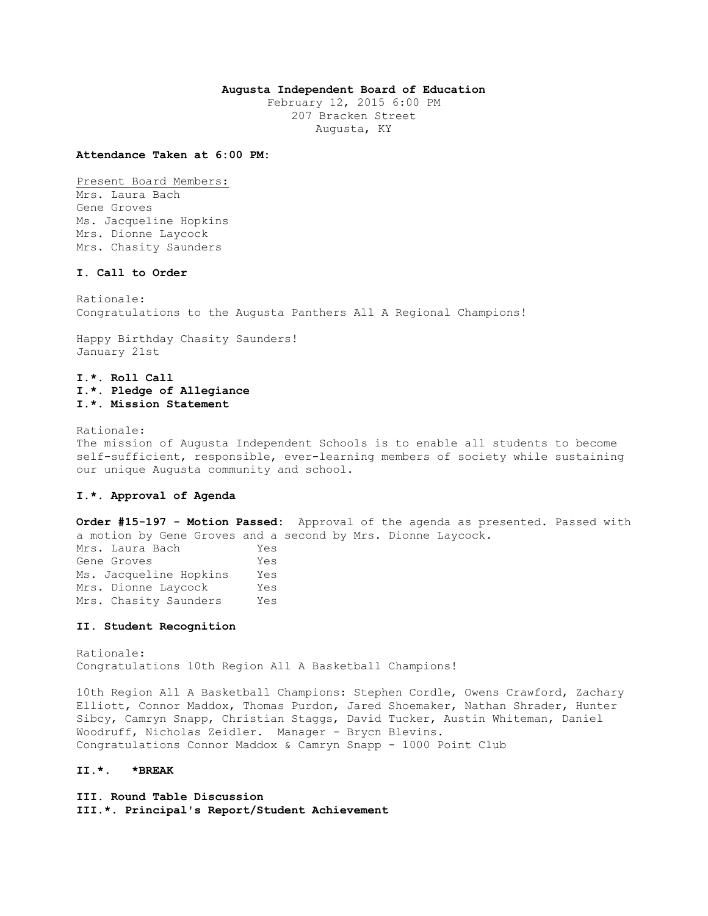**Augusta Independent Board of Education**
February 12, 2015 6:00 PM
207 Bracken Street
Augusta, KY

**Attendance Taken at 6:00 PM:**

Present Board Members:
Mrs. Laura Bach
Gene Groves
Ms. Jacqueline Hopkins
Mrs. Dionne Laycock
Mrs. Chasity Saunders

**I. Call to Order**

Rationale:
Congratulations to the Augusta Panthers All A Regional Champions!

Happy Birthday Chasity Saunders!
January 21st

**I.*. Roll Call**
**I.*. Pledge of Allegiance**
**I.*. Mission Statement**

Rationale:
The mission of Augusta Independent Schools is to enable all students to become self-sufficient, responsible, ever-learning members of society while sustaining our unique Augusta community and school.

**I.*. Approval of Agenda**

**Order #15-197 - Motion Passed:** Approval of the agenda as presented. Passed with a motion by Gene Groves and a second by Mrs. Dionne Laycock.

| | |
|---|---|
| Mrs. Laura Bach | Yes |
| Gene Groves | Yes |
| Ms. Jacqueline Hopkins | Yes |
| Mrs. Dionne Laycock | Yes |
| Mrs. Chasity Saunders | Yes |

**II. Student Recognition**

Rationale:
Congratulations 10th Region All A Basketball Champions!

10th Region All A Basketball Champions: Stephen Cordle, Owens Crawford, Zachary Elliott, Connor Maddox, Thomas Purdon, Jared Shoemaker, Nathan Shrader, Hunter Sibcy, Camryn Snapp, Christian Staggs, David Tucker, Austin Whiteman, Daniel Woodruff, Nicholas Zeidler. Manager - Brycn Blevins.
Congratulations Connor Maddox & Camryn Snapp - 1000 Point Club

**II.*. *BREAK**

**III. Round Table Discussion**
**III.*. Principal's Report/Student Achievement**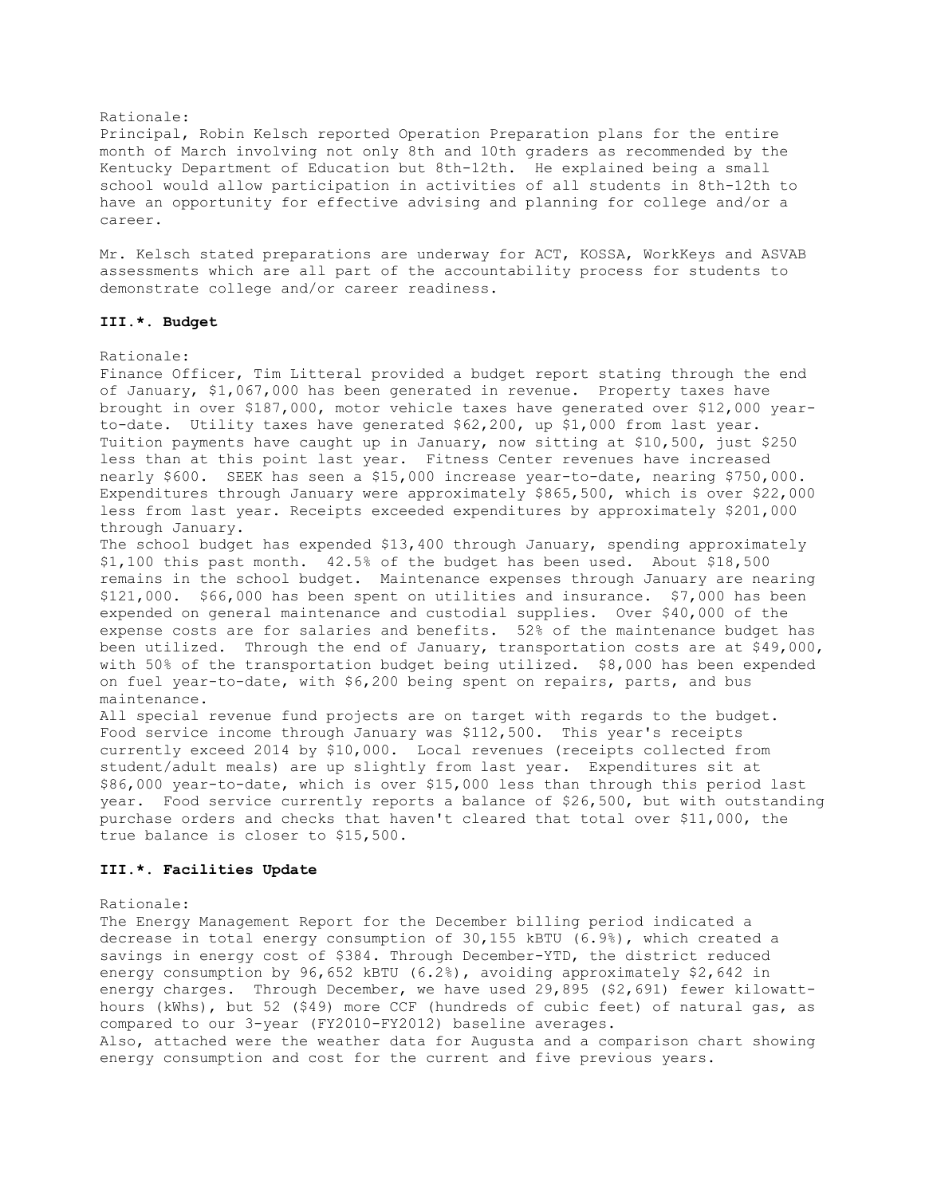Rationale:
Principal, Robin Kelsch reported Operation Preparation plans for the entire month of March involving not only 8th and 10th graders as recommended by the Kentucky Department of Education but 8th-12th. He explained being a small school would allow participation in activities of all students in 8th-12th to have an opportunity for effective advising and planning for college and/or a career.

Mr. Kelsch stated preparations are underway for ACT, KOSSA, WorkKeys and ASVAB assessments which are all part of the accountability process for students to demonstrate college and/or career readiness.

### III.*. Budget

Rationale:
Finance Officer, Tim Litteral provided a budget report stating through the end of January, $1,067,000 has been generated in revenue. Property taxes have brought in over $187,000, motor vehicle taxes have generated over $12,000 year-to-date. Utility taxes have generated $62,200, up $1,000 from last year. Tuition payments have caught up in January, now sitting at $10,500, just $250 less than at this point last year. Fitness Center revenues have increased nearly $600. SEEK has seen a $15,000 increase year-to-date, nearing $750,000. Expenditures through January were approximately $865,500, which is over $22,000 less from last year. Receipts exceeded expenditures by approximately $201,000 through January.
The school budget has expended $13,400 through January, spending approximately $1,100 this past month. 42.5% of the budget has been used. About $18,500 remains in the school budget. Maintenance expenses through January are nearing $121,000. $66,000 has been spent on utilities and insurance. $7,000 has been expended on general maintenance and custodial supplies. Over $40,000 of the expense costs are for salaries and benefits. 52% of the maintenance budget has been utilized. Through the end of January, transportation costs are at $49,000, with 50% of the transportation budget being utilized. $8,000 has been expended on fuel year-to-date, with $6,200 being spent on repairs, parts, and bus maintenance.
All special revenue fund projects are on target with regards to the budget. Food service income through January was $112,500. This year's receipts currently exceed 2014 by $10,000. Local revenues (receipts collected from student/adult meals) are up slightly from last year. Expenditures sit at $86,000 year-to-date, which is over $15,000 less than through this period last year. Food service currently reports a balance of $26,500, but with outstanding purchase orders and checks that haven't cleared that total over $11,000, the true balance is closer to $15,500.

### III.*. Facilities Update

Rationale:
The Energy Management Report for the December billing period indicated a decrease in total energy consumption of 30,155 kBTU (6.9%), which created a savings in energy cost of $384. Through December-YTD, the district reduced energy consumption by 96,652 kBTU (6.2%), avoiding approximately $2,642 in energy charges. Through December, we have used 29,895 ($2,691) fewer kilowatt-hours (kWhs), but 52 ($49) more CCF (hundreds of cubic feet) of natural gas, as compared to our 3-year (FY2010-FY2012) baseline averages.
Also, attached were the weather data for Augusta and a comparison chart showing energy consumption and cost for the current and five previous years.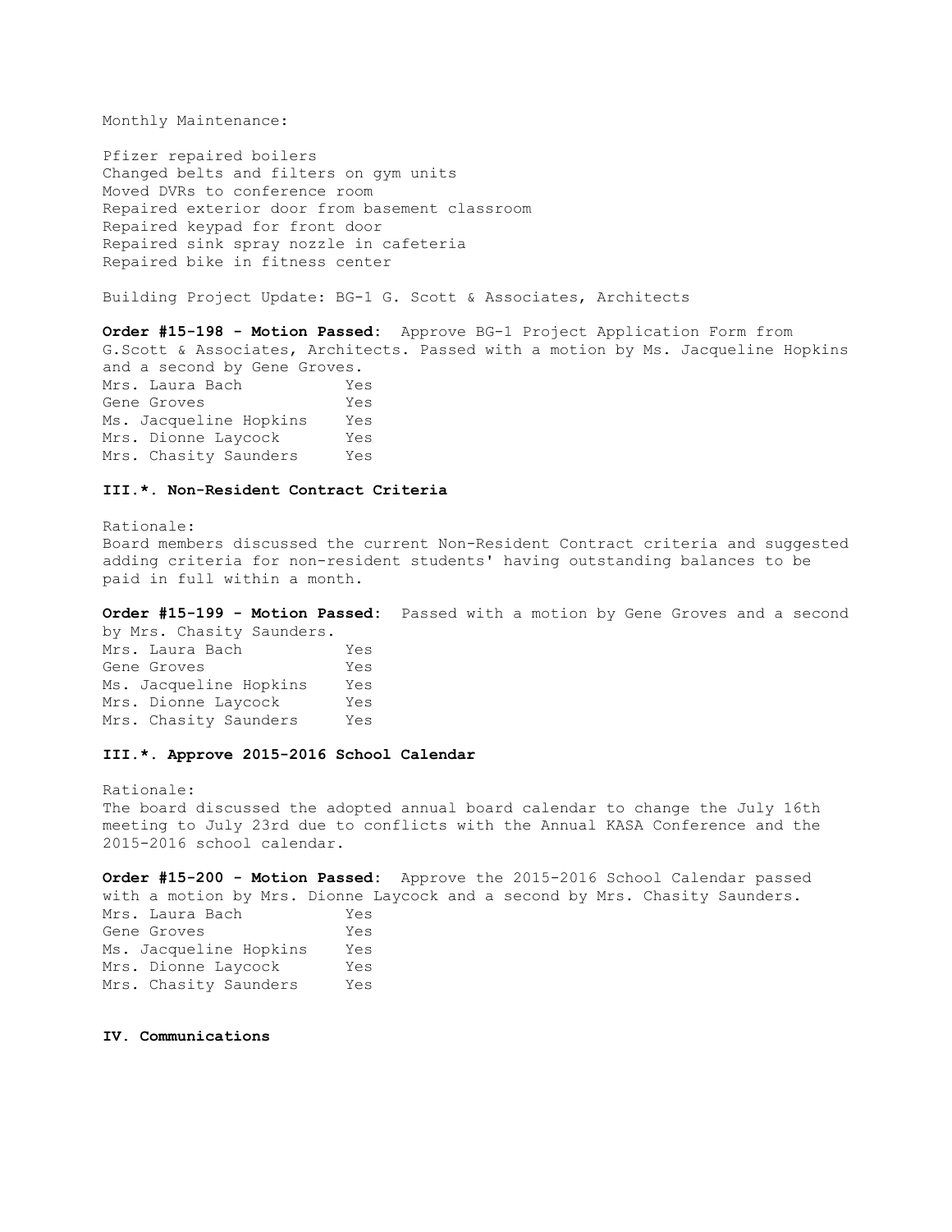Monthly Maintenance:

Pfizer repaired boilers
Changed belts and filters on gym units
Moved DVRs to conference room
Repaired exterior door from basement classroom
Repaired keypad for front door
Repaired sink spray nozzle in cafeteria
Repaired bike in fitness center

Building Project Update: BG-1 G. Scott & Associates, Architects

**Order #15-198 - Motion Passed:** Approve BG-1 Project Application Form from G.Scott & Associates, Architects. Passed with a motion by Ms. Jacqueline Hopkins and a second by Gene Groves.

| | |
|---|---|
| Mrs. Laura Bach | Yes |
| Gene Groves | Yes |
| Ms. Jacqueline Hopkins | Yes |
| Mrs. Dionne Laycock | Yes |
| Mrs. Chasity Saunders | Yes |

**III.*. Non-Resident Contract Criteria**

Rationale:
Board members discussed the current Non-Resident Contract criteria and suggested adding criteria for non-resident students' having outstanding balances to be paid in full within a month.

**Order #15-199 - Motion Passed:** Passed with a motion by Gene Groves and a second by Mrs. Chasity Saunders.

| | |
|---|---|
| Mrs. Laura Bach | Yes |
| Gene Groves | Yes |
| Ms. Jacqueline Hopkins | Yes |
| Mrs. Dionne Laycock | Yes |
| Mrs. Chasity Saunders | Yes |

**III.*. Approve 2015-2016 School Calendar**

Rationale:
The board discussed the adopted annual board calendar to change the July 16th meeting to July 23rd due to conflicts with the Annual KASA Conference and the 2015-2016 school calendar.

**Order #15-200 - Motion Passed:** Approve the 2015-2016 School Calendar passed with a motion by Mrs. Dionne Laycock and a second by Mrs. Chasity Saunders.

| | |
|---|---|
| Mrs. Laura Bach | Yes |
| Gene Groves | Yes |
| Ms. Jacqueline Hopkins | Yes |
| Mrs. Dionne Laycock | Yes |
| Mrs. Chasity Saunders | Yes |

**IV. Communications**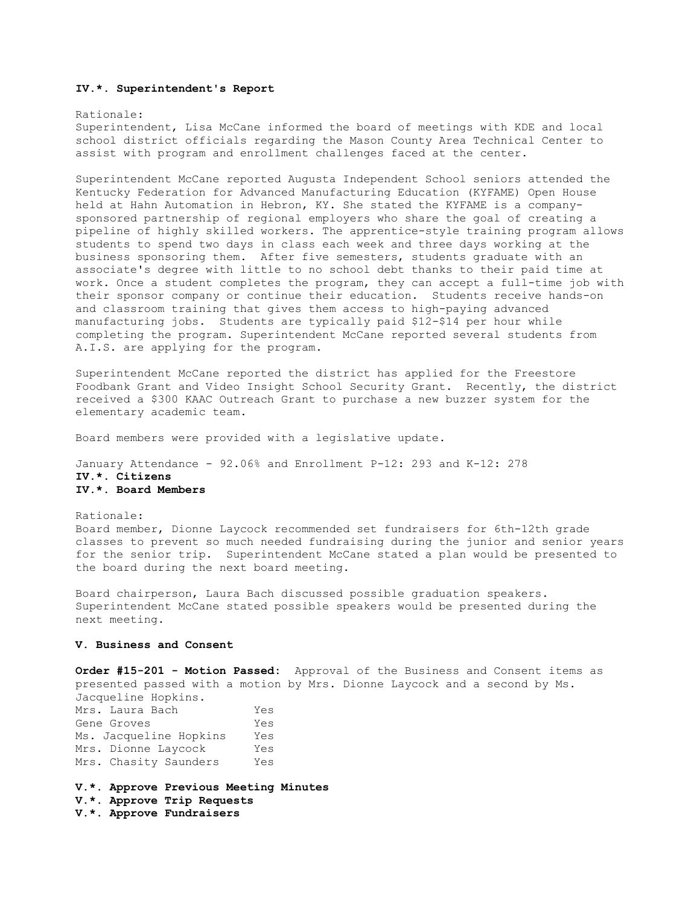**IV.*. Superintendent's Report**

Rationale:
Superintendent, Lisa McCane informed the board of meetings with KDE and local school district officials regarding the Mason County Area Technical Center to assist with program and enrollment challenges faced at the center.

Superintendent McCane reported Augusta Independent School seniors attended the Kentucky Federation for Advanced Manufacturing Education (KYFAME) Open House held at Hahn Automation in Hebron, KY. She stated the KYFAME is a company-sponsored partnership of regional employers who share the goal of creating a pipeline of highly skilled workers. The apprentice-style training program allows students to spend two days in class each week and three days working at the business sponsoring them. After five semesters, students graduate with an associate's degree with little to no school debt thanks to their paid time at work. Once a student completes the program, they can accept a full-time job with their sponsor company or continue their education. Students receive hands-on and classroom training that gives them access to high-paying advanced manufacturing jobs. Students are typically paid $12-$14 per hour while completing the program. Superintendent McCane reported several students from A.I.S. are applying for the program.

Superintendent McCane reported the district has applied for the Freestore Foodbank Grant and Video Insight School Security Grant. Recently, the district received a $300 KAAC Outreach Grant to purchase a new buzzer system for the elementary academic team.

Board members were provided with a legislative update.

January Attendance - 92.06% and Enrollment P-12: 293 and K-12: 278

**IV.*. Citizens**

**IV.*. Board Members**

Rationale:
Board member, Dionne Laycock recommended set fundraisers for 6th-12th grade classes to prevent so much needed fundraising during the junior and senior years for the senior trip. Superintendent McCane stated a plan would be presented to the board during the next board meeting.

Board chairperson, Laura Bach discussed possible graduation speakers. Superintendent McCane stated possible speakers would be presented during the next meeting.

**V. Business and Consent**

**Order #15-201 - Motion Passed:** Approval of the Business and Consent items as presented passed with a motion by Mrs. Dionne Laycock and a second by Ms. Jacqueline Hopkins.

| | |
|---|---|
| Mrs. Laura Bach | Yes |
| Gene Groves | Yes |
| Ms. Jacqueline Hopkins | Yes |
| Mrs. Dionne Laycock | Yes |
| Mrs. Chasity Saunders | Yes |

**V.*. Approve Previous Meeting Minutes**

**V.*. Approve Trip Requests**

**V.*. Approve Fundraisers**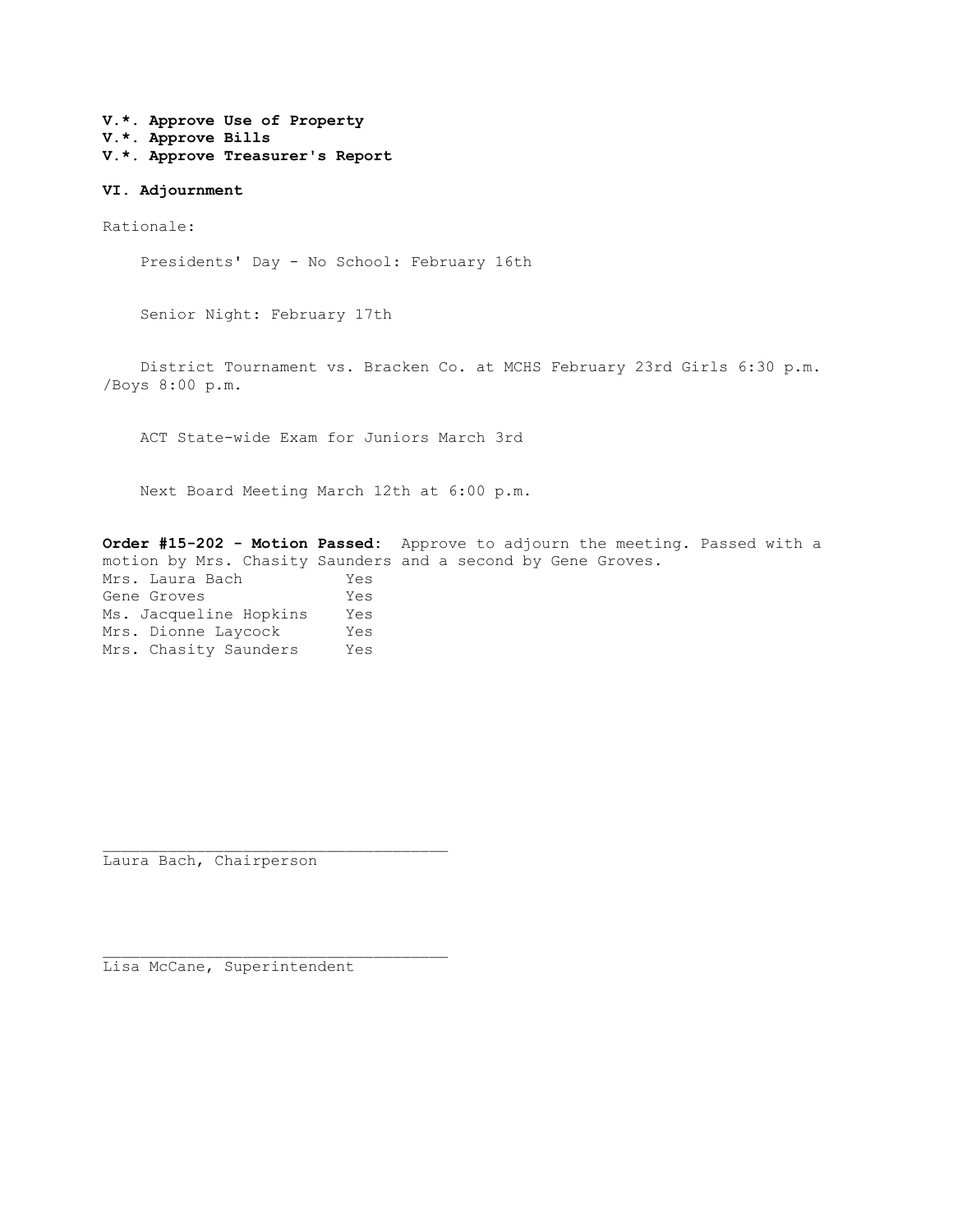**V.\*. Approve Use of Property**
**V.\*. Approve Bills**
**V.\*. Approve Treasurer's Report**

**VI. Adjournment**

Rationale:

Presidents' Day - No School: February 16th

Senior Night: February 17th

District Tournament vs. Bracken Co. at MCHS February 23rd Girls 6:30 p.m. /Boys 8:00 p.m.

ACT State-wide Exam for Juniors March 3rd

Next Board Meeting March 12th at 6:00 p.m.

**Order #15-202 - Motion Passed:** Approve to adjourn the meeting. Passed with a motion by Mrs. Chasity Saunders and a second by Gene Groves.

| | |
|---|---|
| Mrs. Laura Bach | Yes |
| Gene Groves | Yes |
| Ms. Jacqueline Hopkins | Yes |
| Mrs. Dionne Laycock | Yes |
| Mrs. Chasity Saunders | Yes |

\_\_\_\_\_\_\_\_\_\_\_\_\_\_\_\_\_\_\_\_\_\_\_\_\_\_\_\_\_\_\_\_\_\_\_\_\_
Laura Bach, Chairperson

\_\_\_\_\_\_\_\_\_\_\_\_\_\_\_\_\_\_\_\_\_\_\_\_\_\_\_\_\_\_\_\_\_\_\_\_\_
Lisa McCane, Superintendent